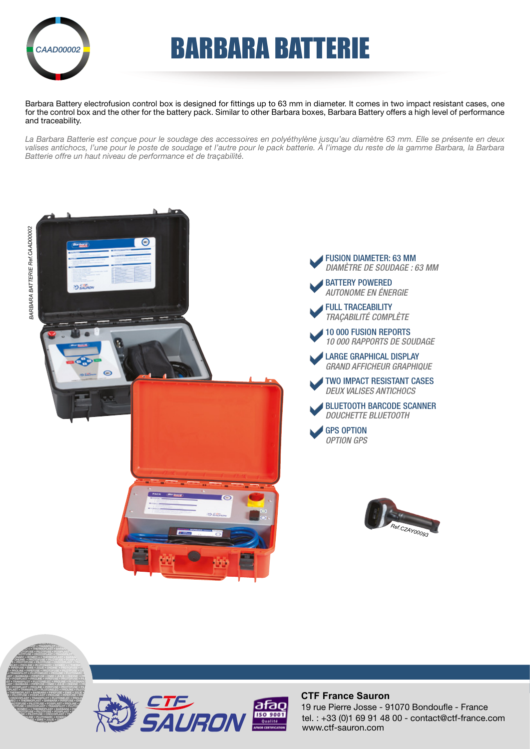CAAD00002

# BARBARA BATTERIE

Barbara Battery electrofusion control box is designed for fittings up to 63 mm in diameter. It comes in two impact resistant cases, one for the control box and the other for the battery pack. Similar to other Barbara boxes, Barbara Battery offers a high level of performance and traceability.

*La Barbara Batterie est conçue pour le soudage des accessoires en polyéthylène jusqu'au diamètre 63 mm. Elle se présente en deux valises antichocs, l'une pour le poste de soudage et l'autre pour le pack batterie. À l'image du reste de la gamme Barbara, la Barbara Batterie offre un haut niveau de performance et de traçabilité.*

BARBARA BATTERIE Ref.CAAD00002

- FUSION DIAMETER: 63 MM
  *DIAMÈTRE DE SOUDAGE : 63 MM*
- BATTERY POWERED
  *AUTONOME EN ÉNERGIE*
- FULL TRACEABILITY
  *TRAÇABILITÉ COMPLÈTE*
- 10 000 FUSION REPORTS
  *10 000 RAPPORTS DE SOUDAGE*
- LARGE GRAPHICAL DISPLAY
  *GRAND AFFICHEUR GRAPHIQUE*
- TWO IMPACT RESISTANT CASES
  *DEUX VALISES ANTICHOCS*
- BLUETOOTH BARCODE SCANNER
  *DOUCHETTE BLUETOOTH*
- GPS OPTION
  *OPTION GPS*

Ref.CZAY00093

**CTF France Sauron**
19 rue Pierre Josse - 91070 Bondoufle - France
tel. : +33 (0)1 69 91 48 00 - contact@ctf-france.com
www.ctf-sauron.com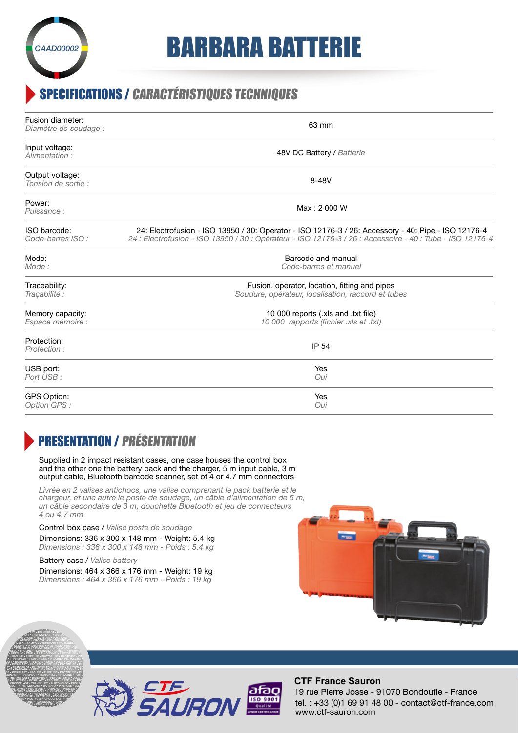CAAD00002

# BARBARA BATTERIE

## SPECIFICATIONS / *CARACTÉRISTIQUES TECHNIQUES*

| | |
|---|---|
| Fusion diameter: *Diamètre de soudage :* | 63 mm |
| Input voltage: *Alimentation :* | 48V DC Battery / *Batterie* |
| Output voltage: *Tension de sortie :* | 8-48V |
| Power: *Puissance :* | Max : 2 000 W |
| ISO barcode: *Code-barres ISO :* | 24: Electrofusion - ISO 13950 / 30: Operator - ISO 12176-3 / 26: Accessory - 40: Pipe - ISO 12176-4 *24 : Electrofusion - ISO 13950 / 30 : Opérateur - ISO 12176-3 / 26 : Accessoire - 40 : Tube - ISO 12176-4* |
| Mode: *Mode :* | Barcode and manual *Code-barres et manuel* |
| Traceability: *Traçabilité :* | Fusion, operator, location, fitting and pipes *Soudure, opérateur, localisation, raccord et tubes* |
| Memory capacity: *Espace mémoire :* | 10 000 reports (.xls and .txt file) *10 000 rapports (fichier .xls et .txt)* |
| Protection: *Protection :* | IP 54 |
| USB port: *Port USB :* | Yes *Oui* |
| GPS Option: *Option GPS :* | Yes *Oui* |

## PRESENTATION / *PRÉSENTATION*

Supplied in 2 impact resistant cases, one case houses the control box and the other one the battery pack and the charger, 5 m input cable, 3 m output cable, Bluetooth barcode scanner, set of 4 or 4.7 mm connectors

*Livrée en 2 valises antichocs, une valise comprenant le pack batterie et le chargeur, et une autre le poste de soudage, un câble d'alimentation de 5 m, un câble secondaire de 3 m, douchette Bluetooth et jeu de connecteurs 4 ou 4.7 mm*

Control box case / *Valise poste de soudage*

Dimensions: 336 x 300 x 148 mm - Weight: 5.4 kg
*Dimensions : 336 x 300 x 148 mm - Poids : 5.4 kg*

Battery case / *Valise battery*

Dimensions: 464 x 366 x 176 mm - Weight: 19 kg
*Dimensions : 464 x 366 x 176 mm - Poids : 19 kg*

**CTF France Sauron**
19 rue Pierre Josse - 91070 Bondoufle - France
tel. : +33 (0)1 69 91 48 00 - contact@ctf-france.com
www.ctf-sauron.com